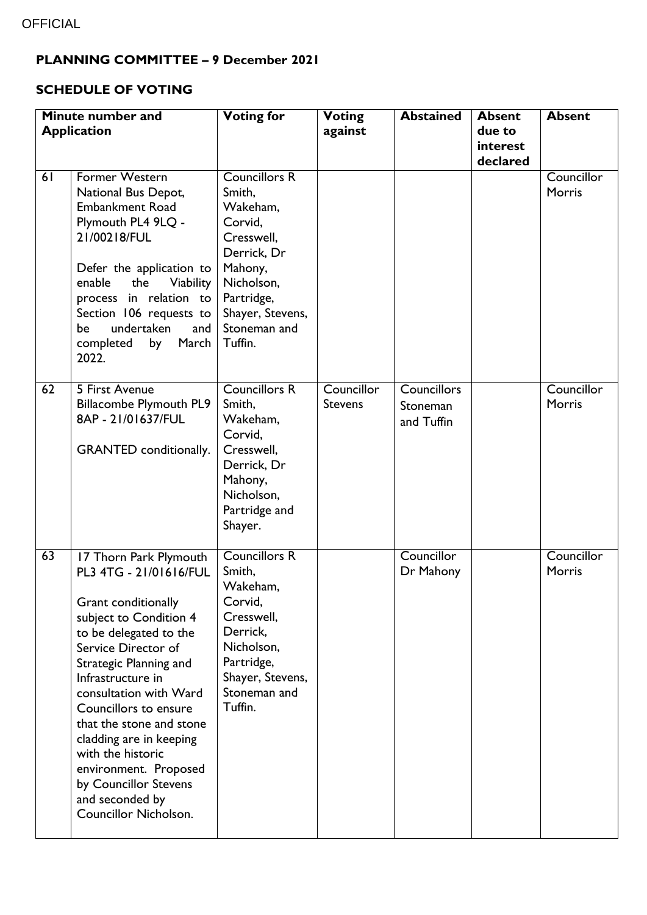OFFICIAL

**PLANNING COMMITTEE – 9 December 2021**

**SCHEDULE OF VOTING**

| Minute number and Application | | Voting for | Voting against | Abstained | Absent due to interest declared | Absent |
|---|---|---|---|---|---|---|
| 61 | Former Western National Bus Depot, Embankment Road Plymouth PL4 9LQ - 21/00218/FUL<br><br>Defer the application to enable the Viability process in relation to Section 106 requests to be undertaken and completed by March 2022. | Councillors R Smith, Wakeham, Corvid, Cresswell, Derrick, Dr Mahony, Nicholson, Partridge, Shayer, Stevens, Stoneman and Tuffin. | | | | Councillor Morris |
| 62 | 5 First Avenue Billacombe Plymouth PL9 8AP - 21/01637/FUL<br><br>GRANTED conditionally. | Councillors R Smith, Wakeham, Corvid, Cresswell, Derrick, Dr Mahony, Nicholson, Partridge and Shayer. | Councillor Stevens | Councillors Stoneman and Tuffin | | Councillor Morris |
| 63 | 17 Thorn Park Plymouth PL3 4TG - 21/01616/FUL<br><br>Grant conditionally subject to Condition 4 to be delegated to the Service Director of Strategic Planning and Infrastructure in consultation with Ward Councillors to ensure that the stone and stone cladding are in keeping with the historic environment. Proposed by Councillor Stevens and seconded by Councillor Nicholson. | Councillors R Smith, Wakeham, Corvid, Cresswell, Derrick, Nicholson, Partridge, Shayer, Stevens, Stoneman and Tuffin. | | Councillor Dr Mahony | | Councillor Morris |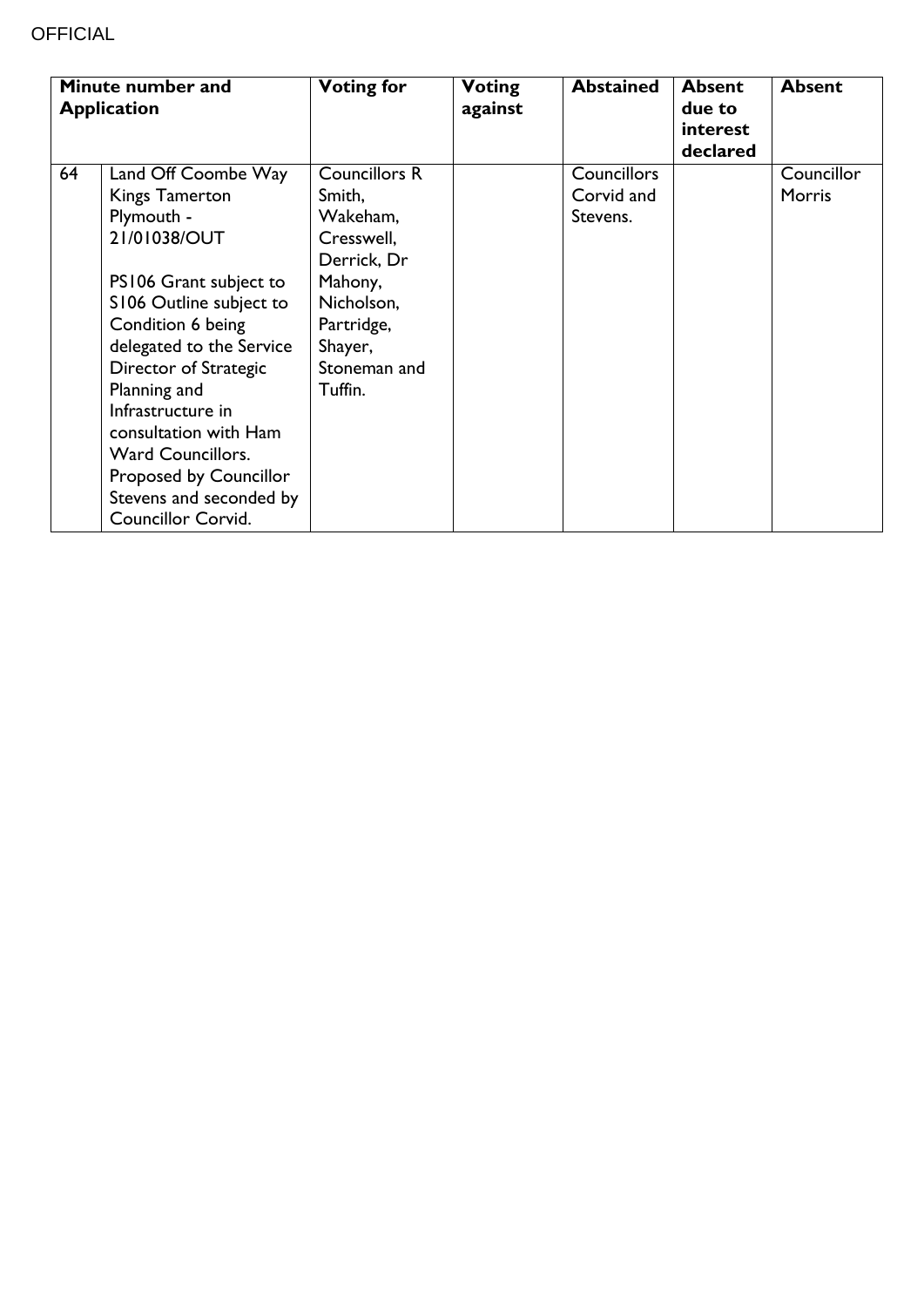| Minute number and Application | | Voting for | Voting against | Abstained | Absent due to interest declared | Absent |
|---|---|---|---|---|---|---|
| 64 | Land Off Coombe Way Kings Tamerton Plymouth - 21/01038/OUT<br><br>PS106 Grant subject to S106 Outline subject to Condition 6 being delegated to the Service Director of Strategic Planning and Infrastructure in consultation with Ham Ward Councillors. Proposed by Councillor Stevens and seconded by Councillor Corvid. | Councillors R Smith, Wakeham, Cresswell, Derrick, Dr Mahony, Nicholson, Partridge, Shayer, Stoneman and Tuffin. | | Councillors Corvid and Stevens. | | Councillor Morris |